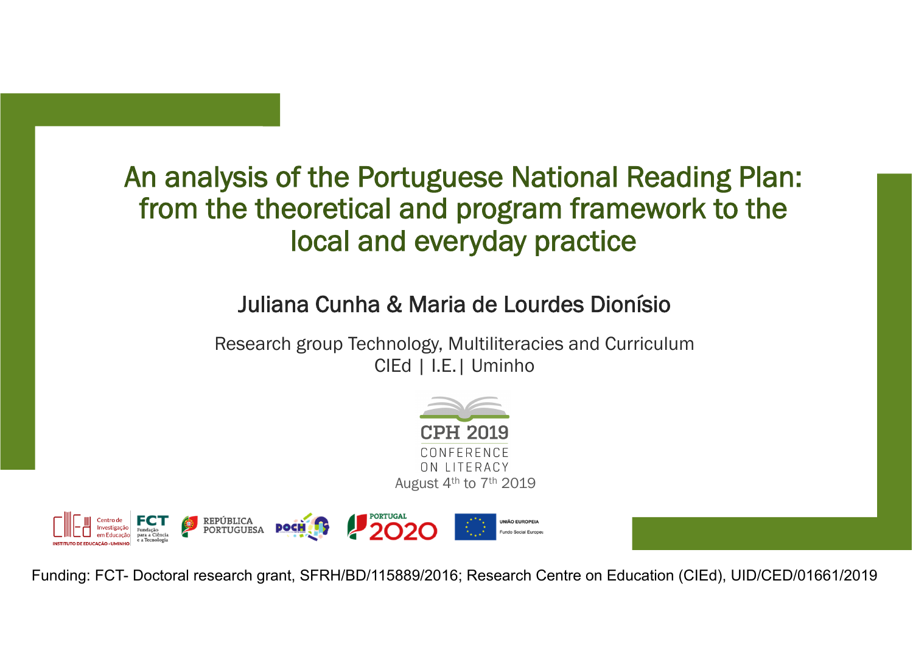# An analysis of the Portuguese National Reading Plan: from the theoretical and program framework to the local and everyday practice

## Juliana Cunha & Maria de Lourdes Dionísio

Research group Technology, Multiliteracies and Curriculum
CIEd | I.E.| Uminho

CPH 2019
CONFERENCE
ON LITERACY
August 4th to 7th 2019

Funding: FCT- Doctoral research grant, SFRH/BD/115889/2016; Research Centre on Education (CIEd), UID/CED/01661/2019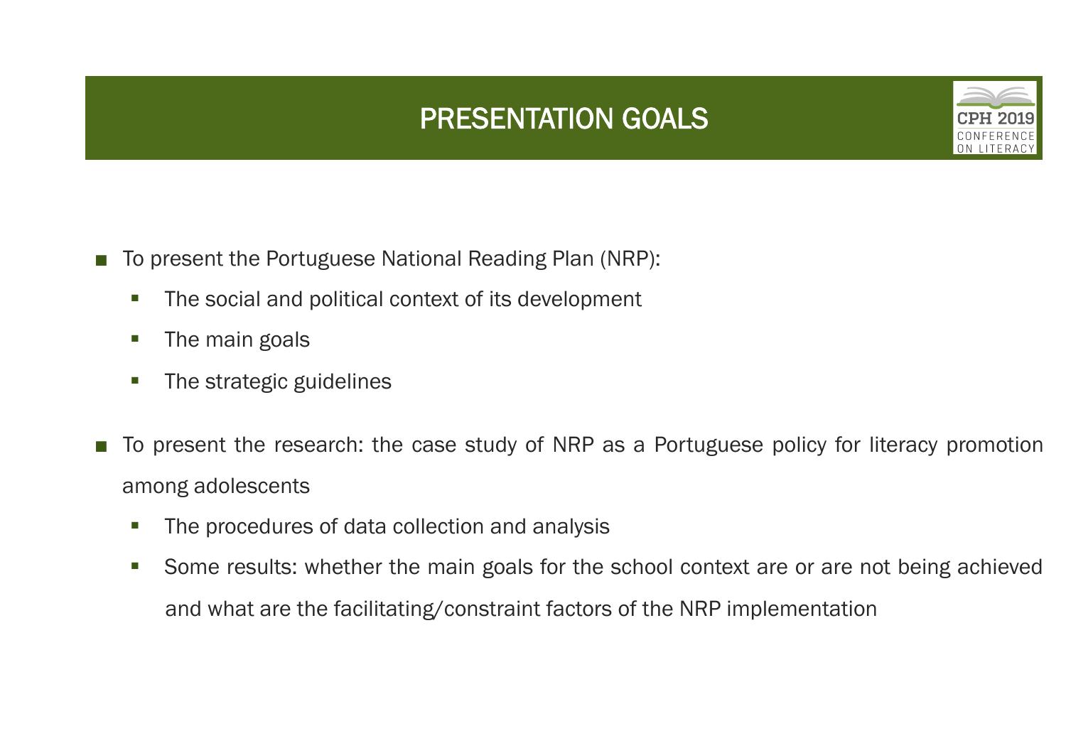# PRESENTATION GOALS

- To present the Portuguese National Reading Plan (NRP):
  - The social and political context of its development
  - The main goals
  - The strategic guidelines
- To present the research: the case study of NRP as a Portuguese policy for literacy promotion among adolescents
  - The procedures of data collection and analysis
  - Some results: whether the main goals for the school context are or are not being achieved and what are the facilitating/constraint factors of the NRP implementation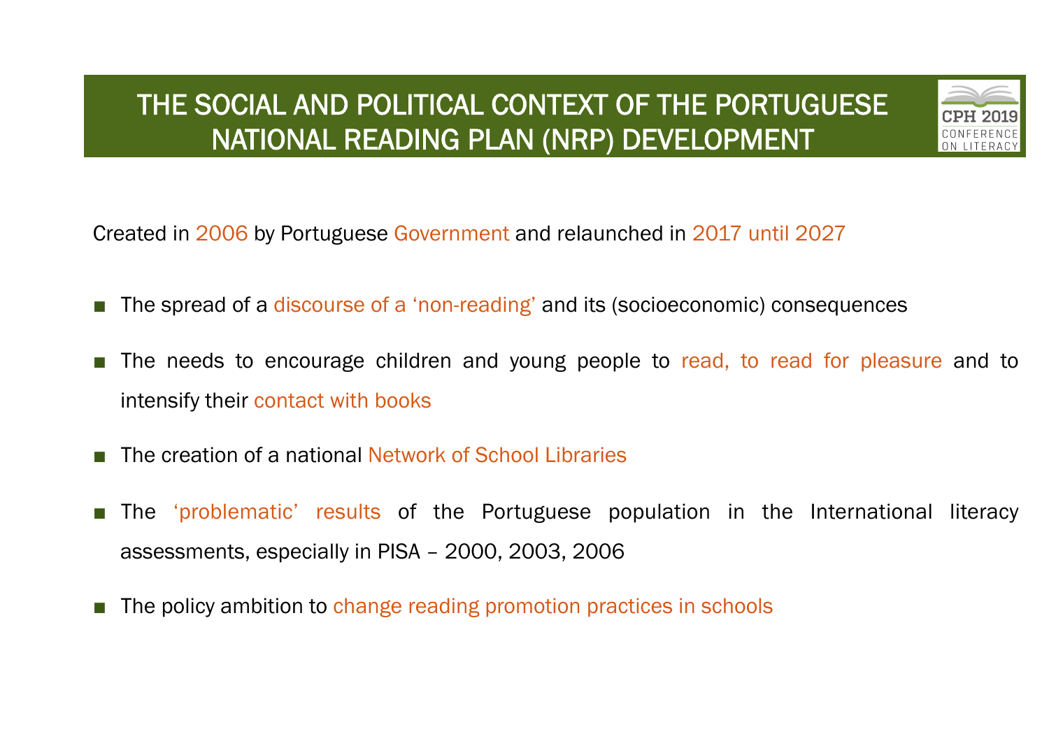# THE SOCIAL AND POLITICAL CONTEXT OF THE PORTUGUESE NATIONAL READING PLAN (NRP) DEVELOPMENT

Created in 2006 by Portuguese Government and relaunched in 2017 until 2027

- The spread of a discourse of a 'non-reading' and its (socioeconomic) consequences
- The needs to encourage children and young people to read, to read for pleasure and to intensify their contact with books
- The creation of a national Network of School Libraries
- The 'problematic' results of the Portuguese population in the International literacy assessments, especially in PISA – 2000, 2003, 2006
- The policy ambition to change reading promotion practices in schools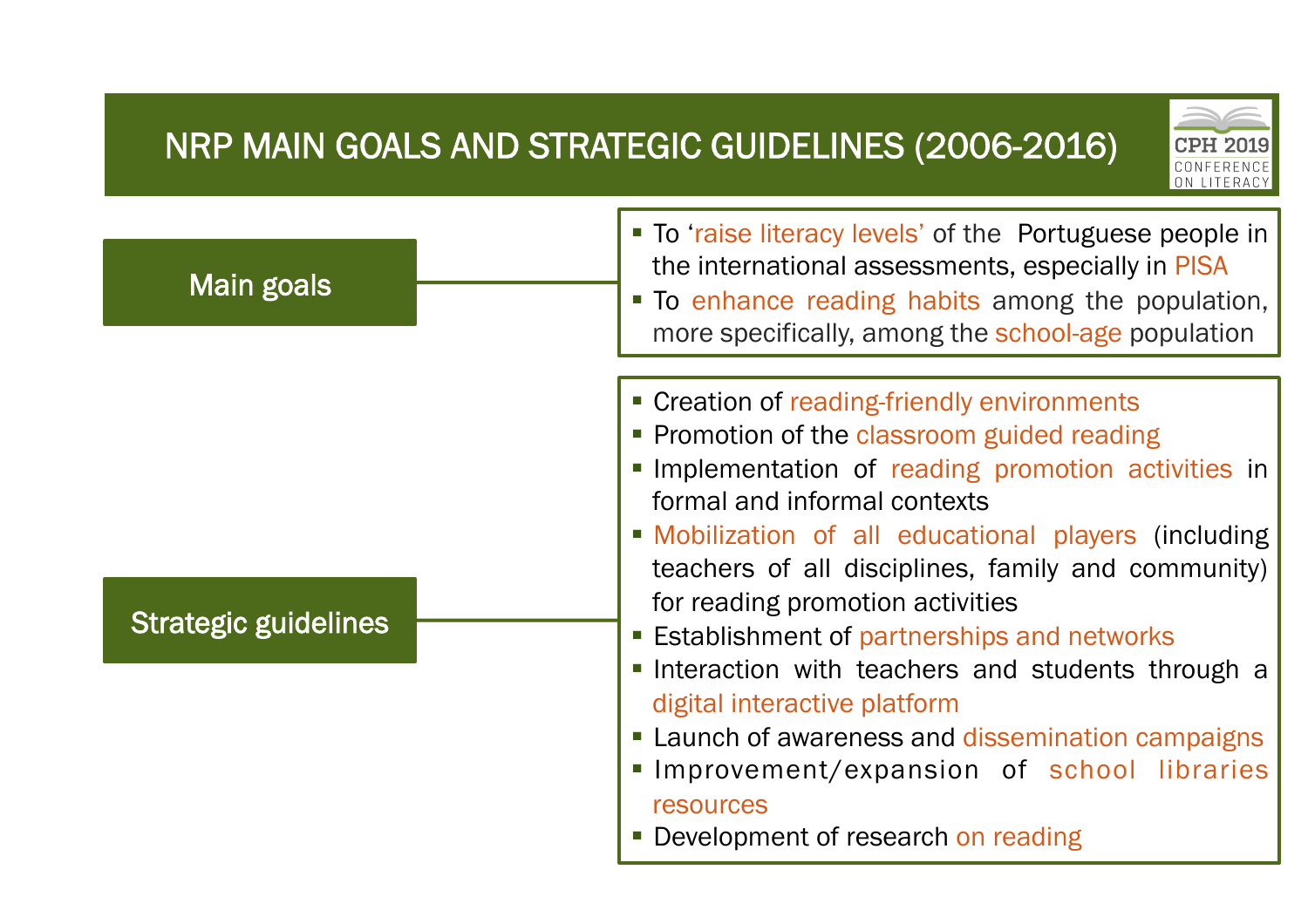# NRP MAIN GOALS AND STRATEGIC GUIDELINES (2006-2016)

## Main goals

- To 'raise literacy levels' of the Portuguese people in the international assessments, especially in PISA
- To enhance reading habits among the population, more specifically, among the school-age population

## Strategic guidelines

- Creation of reading-friendly environments
- Promotion of the classroom guided reading
- Implementation of reading promotion activities in formal and informal contexts
- Mobilization of all educational players (including teachers of all disciplines, family and community) for reading promotion activities
- Establishment of partnerships and networks
- Interaction with teachers and students through a digital interactive platform
- Launch of awareness and dissemination campaigns
- Improvement/expansion of school libraries resources
- Development of research on reading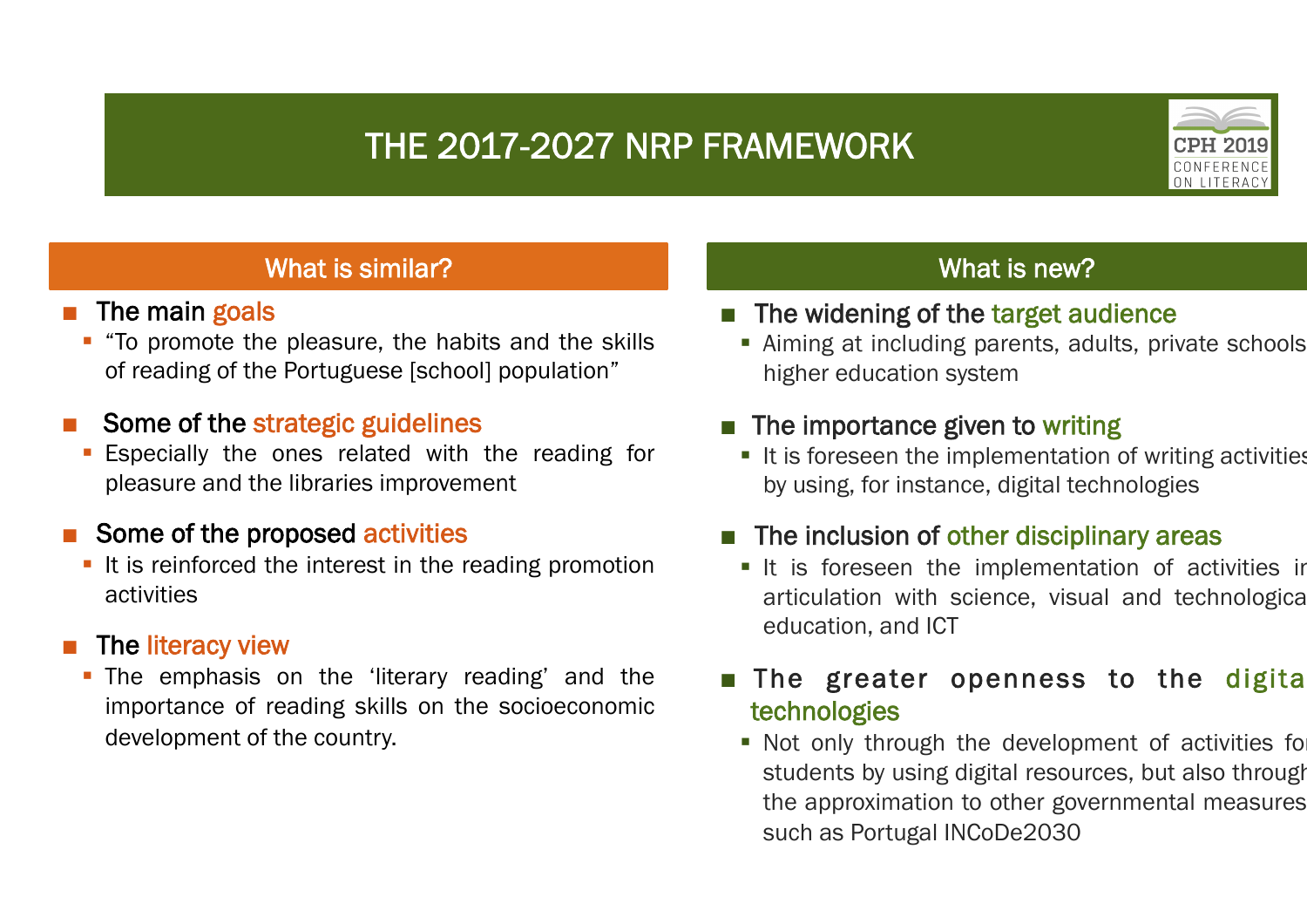# THE 2017-2027 NRP FRAMEWORK

## What is similar?

- The main goals
  - "To promote the pleasure, the habits and the skills of reading of the Portuguese [school] population"
- Some of the strategic guidelines
  - Especially the ones related with the reading for pleasure and the libraries improvement
- Some of the proposed activities
  - It is reinforced the interest in the reading promotion activities
- The literacy view
  - The emphasis on the 'literary reading' and the importance of reading skills on the socioeconomic development of the country.

## What is new?

- The widening of the target audience
  - Aiming at including parents, adults, private schools higher education system
- The importance given to writing
  - It is foreseen the implementation of writing activities by using, for instance, digital technologies
- The inclusion of other disciplinary areas
  - It is foreseen the implementation of activities in articulation with science, visual and technological education, and ICT
- The greater openness to the digital technologies
  - Not only through the development of activities for students by using digital resources, but also through the approximation to other governmental measures such as Portugal INCoDe2030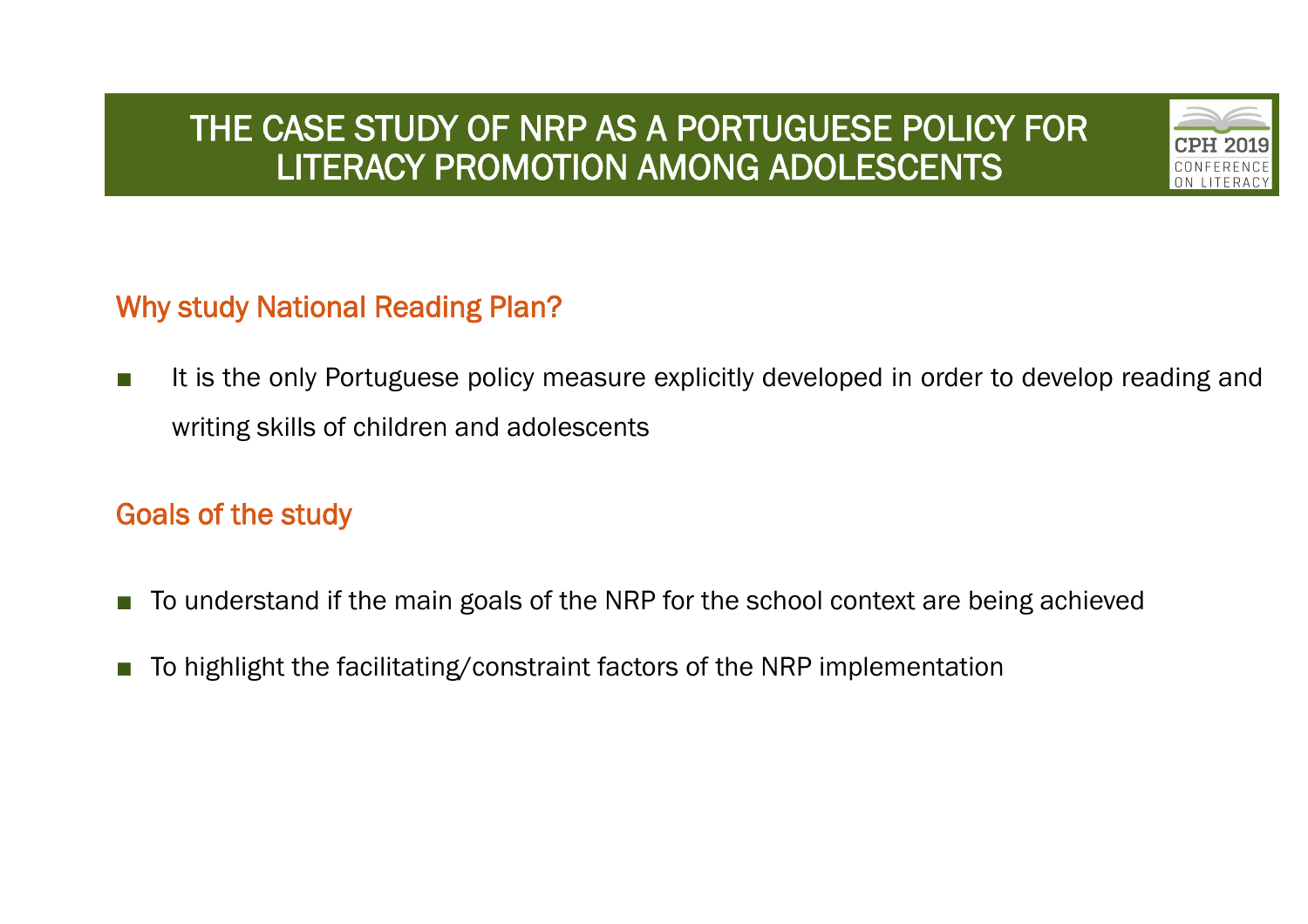# THE CASE STUDY OF NRP AS A PORTUGUESE POLICY FOR LITERACY PROMOTION AMONG ADOLESCENTS

## Why study National Reading Plan?

- It is the only Portuguese policy measure explicitly developed in order to develop reading and writing skills of children and adolescents

## Goals of the study

- To understand if the main goals of the NRP for the school context are being achieved
- To highlight the facilitating/constraint factors of the NRP implementation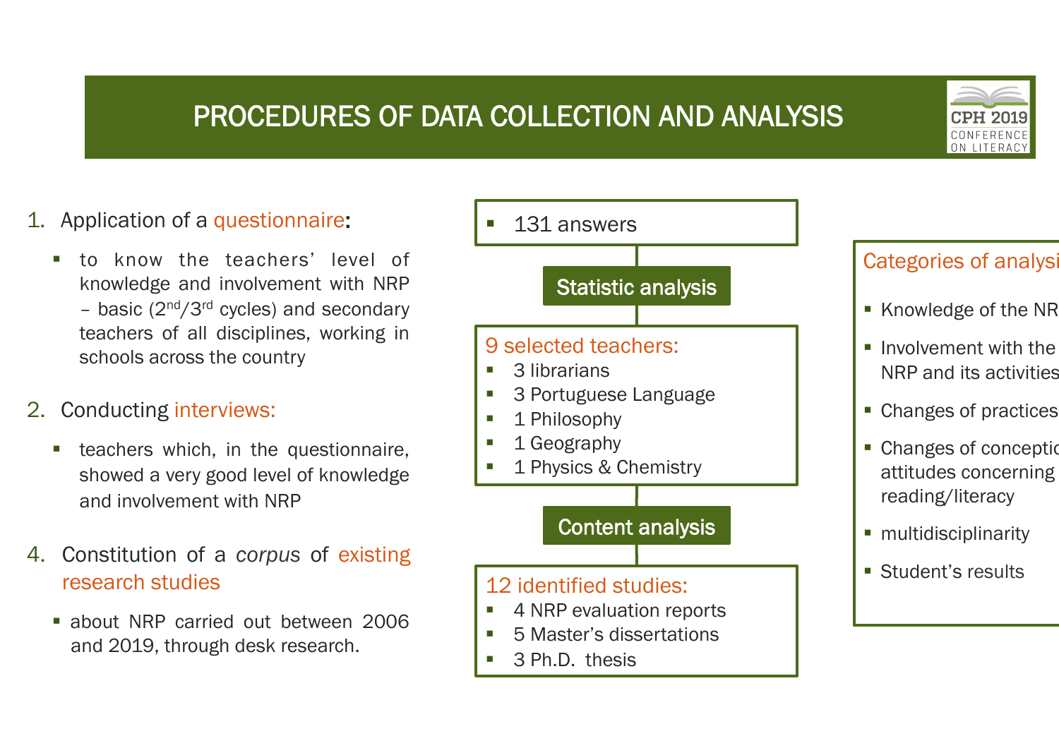# PROCEDURES OF DATA COLLECTION AND ANALYSIS

1. Application of a questionnaire:
   - to know the teachers' level of knowledge and involvement with NRP – basic ($2^{nd}$/$3^{rd}$ cycles) and secondary teachers of all disciplines, working in schools across the country

2. Conducting interviews:
   - teachers which, in the questionnaire, showed a very good level of knowledge and involvement with NRP

4. Constitution of a *corpus* of existing research studies
   - about NRP carried out between 2006 and 2019, through desk research.

---

- 131 answers

**Statistic analysis**

9 selected teachers:
- 3 librarians
- 3 Portuguese Language
- 1 Philosophy
- 1 Geography
- 1 Physics & Chemistry

**Content analysis**

12 identified studies:
- 4 NRP evaluation reports
- 5 Master's dissertations
- 3 Ph.D. thesis

---

Categories of analysi

- Knowledge of the NR
- Involvement with the NRP and its activities
- Changes of practices
- Changes of conceptio attitudes concerning reading/literacy
- multidisciplinarity
- Student's results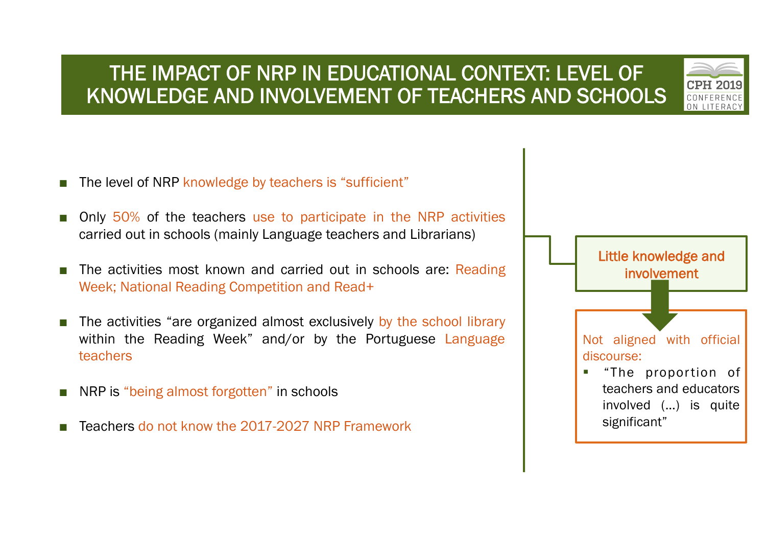# THE IMPACT OF NRP IN EDUCATIONAL CONTEXT: LEVEL OF KNOWLEDGE AND INVOLVEMENT OF TEACHERS AND SCHOOLS

- The level of NRP knowledge by teachers is "sufficient"
- Only 50% of the teachers use to participate in the NRP activities carried out in schools (mainly Language teachers and Librarians)
- The activities most known and carried out in schools are: Reading Week; National Reading Competition and Read+
- The activities "are organized almost exclusively by the school library within the Reading Week" and/or by the Portuguese Language teachers
- NRP is "being almost forgotten" in schools
- Teachers do not know the 2017-2027 NRP Framework

**Little knowledge and involvement**

Not aligned with official discourse:

- "The proportion of teachers and educators involved (...) is quite significant"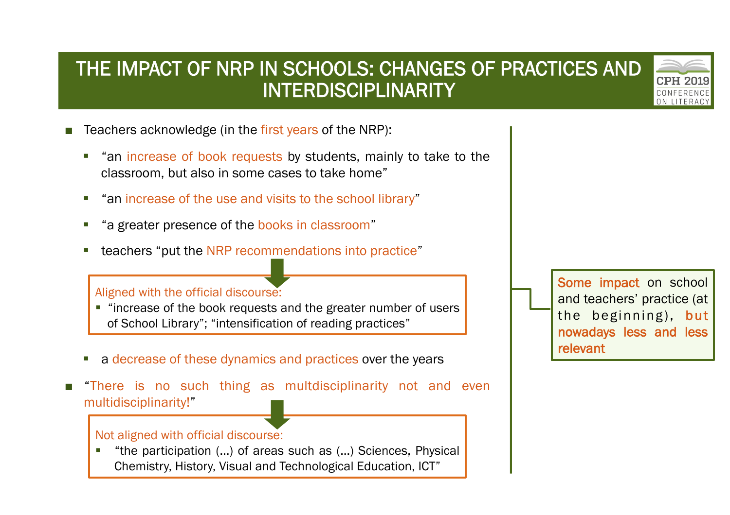# THE IMPACT OF NRP IN SCHOOLS: CHANGES OF PRACTICES AND INTERDISCIPLINARITY

- Teachers acknowledge (in the first years of the NRP):
  - "an increase of book requests by students, mainly to take to the classroom, but also in some cases to take home"
  - "an increase of the use and visits to the school library"
  - "a greater presence of the books in classroom"
  - teachers "put the NRP recommendations into practice"

> Aligned with the official discourse:
> - "increase of the book requests and the greater number of users of School Library"; "intensification of reading practices"

  - a decrease of these dynamics and practices over the years
- "There is no such thing as multdisciplinarity not and even multidisciplinarity!"

> Not aligned with official discourse:
> - "the participation (...) of areas such as (...) Sciences, Physical Chemistry, History, Visual and Technological Education, ICT"

**Some impact** on school and teachers' practice (at the beginning), **but nowadays less and less relevant**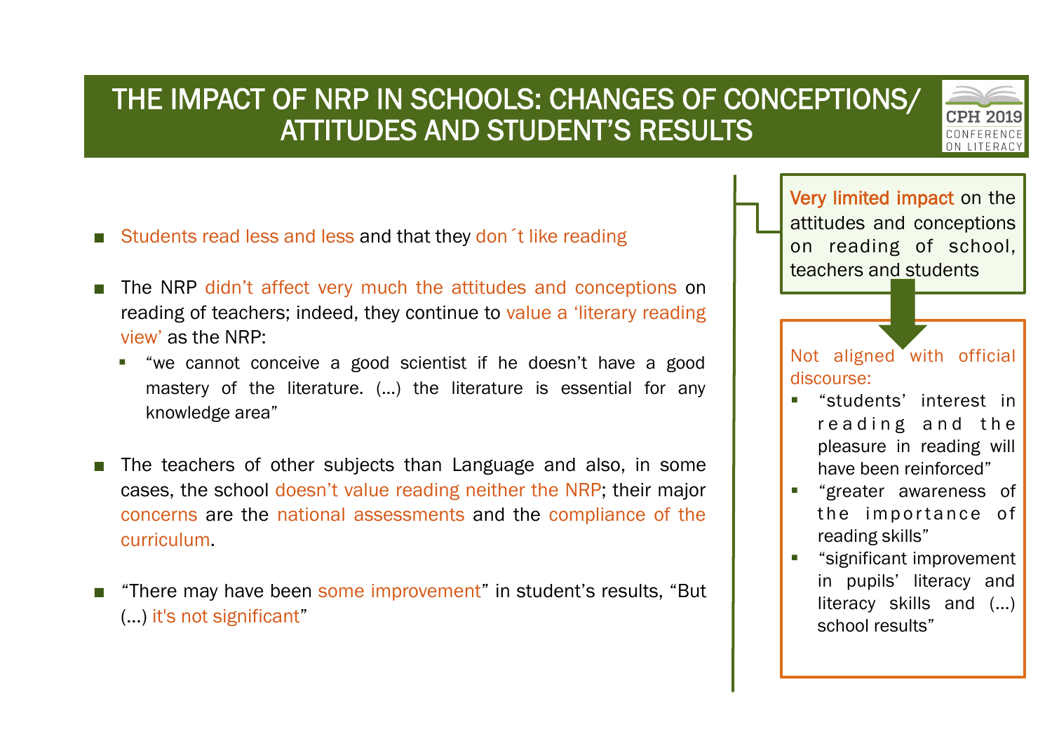# THE IMPACT OF NRP IN SCHOOLS: CHANGES OF CONCEPTIONS/ ATTITUDES AND STUDENT'S RESULTS

- Students read less and less and that they don´t like reading
- The NRP didn't affect very much the attitudes and conceptions on reading of teachers; indeed, they continue to value a 'literary reading view' as the NRP:
  - "we cannot conceive a good scientist if he doesn't have a good mastery of the literature. (...) the literature is essential for any knowledge area"
- The teachers of other subjects than Language and also, in some cases, the school doesn't value reading neither the NRP; their major concerns are the national assessments and the compliance of the curriculum.
- "There may have been some improvement" in student's results, "But (...) it's not significant"

Very limited impact on the attitudes and conceptions on reading of school, teachers and students

Not aligned with official discourse:

- "students' interest in reading and the pleasure in reading will have been reinforced"
- "greater awareness of the importance of reading skills"
- "significant improvement in pupils' literacy and literacy skills and (...) school results"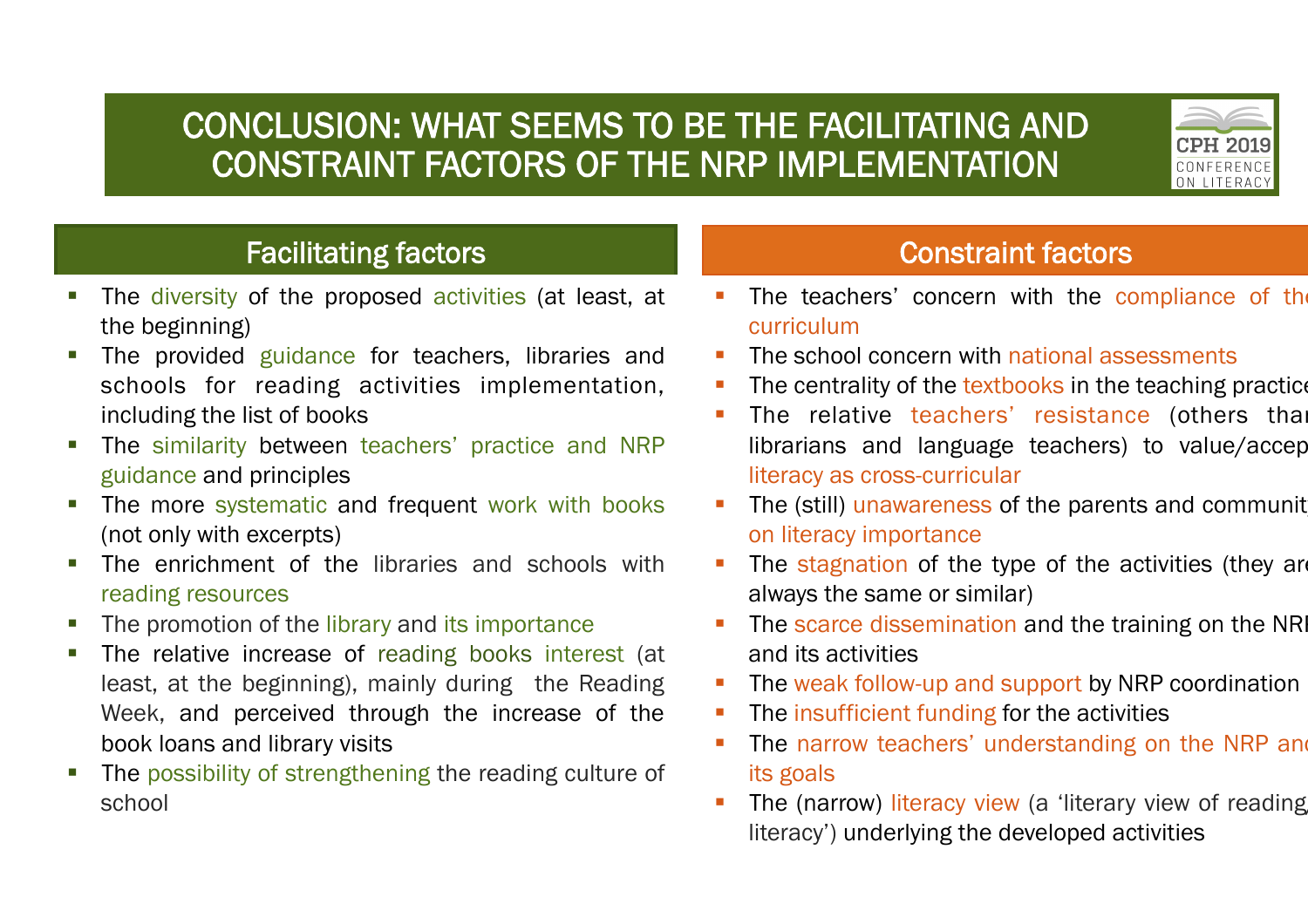# CONCLUSION: WHAT SEEMS TO BE THE FACILITATING AND CONSTRAINT FACTORS OF THE NRP IMPLEMENTATION

## Facilitating factors

- The diversity of the proposed activities (at least, at the beginning)
- The provided guidance for teachers, libraries and schools for reading activities implementation, including the list of books
- The similarity between teachers' practice and NRP guidance and principles
- The more systematic and frequent work with books (not only with excerpts)
- The enrichment of the libraries and schools with reading resources
- The promotion of the library and its importance
- The relative increase of reading books interest (at least, at the beginning), mainly during the Reading Week, and perceived through the increase of the book loans and library visits
- The possibility of strengthening the reading culture of school

## Constraint factors

- The teachers' concern with the compliance of the curriculum
- The school concern with national assessments
- The centrality of the textbooks in the teaching practice
- The relative teachers' resistance (others than librarians and language teachers) to value/accept literacy as cross-curricular
- The (still) unawareness of the parents and community on literacy importance
- The stagnation of the type of the activities (they are always the same or similar)
- The scarce dissemination and the training on the NRP and its activities
- The weak follow-up and support by NRP coordination
- The insufficient funding for the activities
- The narrow teachers' understanding on the NRP and its goals
- The (narrow) literacy view (a 'literary view of reading literacy') underlying the developed activities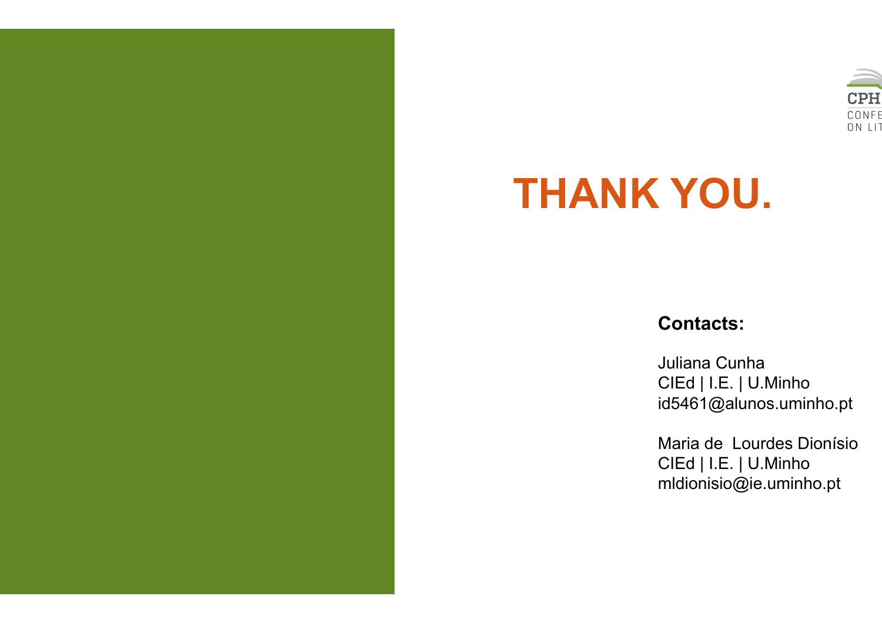# THANK YOU.

**Contacts:**

Juliana Cunha
CIEd | I.E. | U.Minho
id5461@alunos.uminho.pt

Maria de Lourdes Dionísio
CIEd | I.E. | U.Minho
mldionisio@ie.uminho.pt